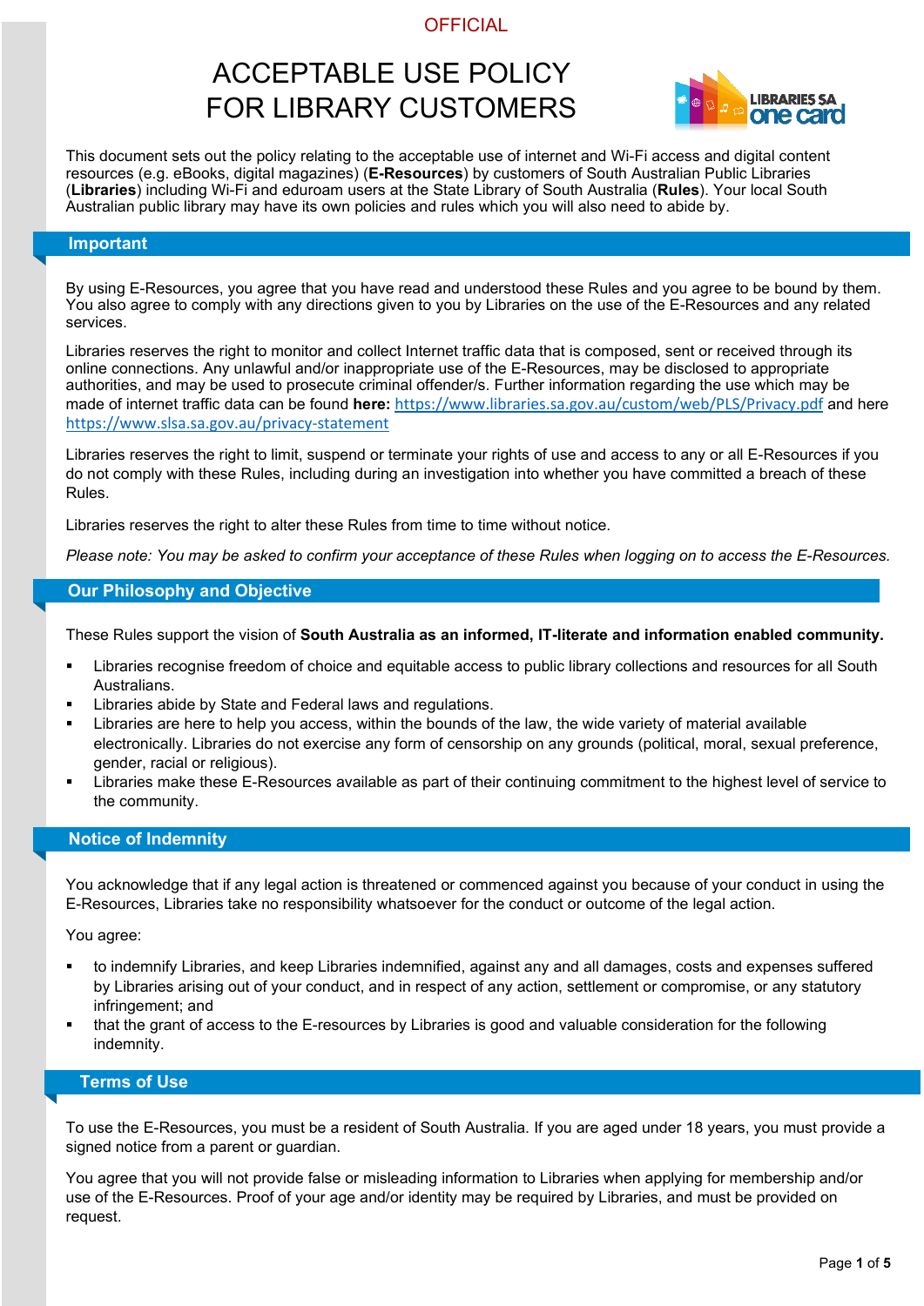OFFICIAL

# ACCEPTABLE USE POLICY FOR LIBRARY CUSTOMERS

This document sets out the policy relating to the acceptable use of internet and Wi-Fi access and digital content resources (e.g. eBooks, digital magazines) (**E-Resources**) by customers of South Australian Public Libraries (**Libraries**) including Wi-Fi and eduroam users at the State Library of South Australia (**Rules**). Your local South Australian public library may have its own policies and rules which you will also need to abide by.

## Important

By using E-Resources, you agree that you have read and understood these Rules and you agree to be bound by them. You also agree to comply with any directions given to you by Libraries on the use of the E-Resources and any related services.

Libraries reserves the right to monitor and collect Internet traffic data that is composed, sent or received through its online connections. Any unlawful and/or inappropriate use of the E-Resources, may be disclosed to appropriate authorities, and may be used to prosecute criminal offender/s. Further information regarding the use which may be made of internet traffic data can be found **here:** https://www.libraries.sa.gov.au/custom/web/PLS/Privacy.pdf and here https://www.slsa.sa.gov.au/privacy-statement

Libraries reserves the right to limit, suspend or terminate your rights of use and access to any or all E-Resources if you do not comply with these Rules, including during an investigation into whether you have committed a breach of these Rules.

Libraries reserves the right to alter these Rules from time to time without notice.

*Please note: You may be asked to confirm your acceptance of these Rules when logging on to access the E-Resources.*

## Our Philosophy and Objective

These Rules support the vision of **South Australia as an informed, IT-literate and information enabled community.**

- Libraries recognise freedom of choice and equitable access to public library collections and resources for all South Australians.
- Libraries abide by State and Federal laws and regulations.
- Libraries are here to help you access, within the bounds of the law, the wide variety of material available electronically. Libraries do not exercise any form of censorship on any grounds (political, moral, sexual preference, gender, racial or religious).
- Libraries make these E-Resources available as part of their continuing commitment to the highest level of service to the community.

## Notice of Indemnity

You acknowledge that if any legal action is threatened or commenced against you because of your conduct in using the E-Resources, Libraries take no responsibility whatsoever for the conduct or outcome of the legal action.

You agree:

- to indemnify Libraries, and keep Libraries indemnified, against any and all damages, costs and expenses suffered by Libraries arising out of your conduct, and in respect of any action, settlement or compromise, or any statutory infringement; and
- that the grant of access to the E-resources by Libraries is good and valuable consideration for the following indemnity.

## Terms of Use

To use the E-Resources, you must be a resident of South Australia. If you are aged under 18 years, you must provide a signed notice from a parent or guardian.

You agree that you will not provide false or misleading information to Libraries when applying for membership and/or use of the E-Resources. Proof of your age and/or identity may be required by Libraries, and must be provided on request.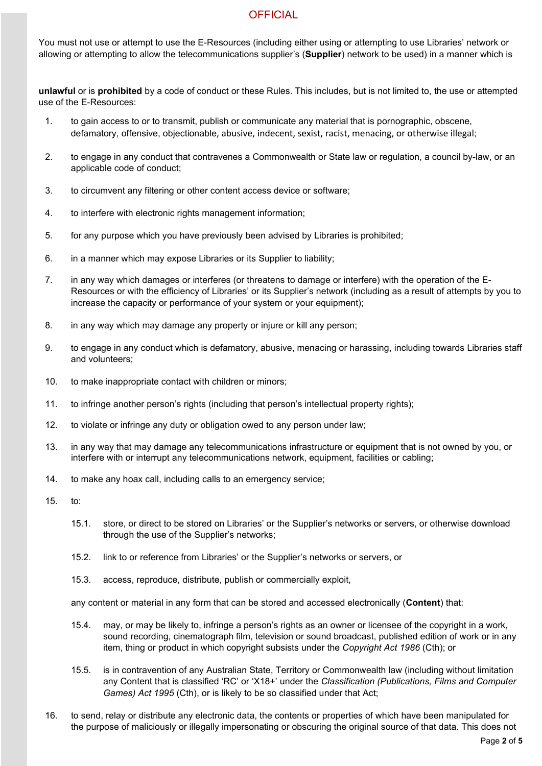You must not use or attempt to use the E-Resources (including either using or attempting to use Libraries' network or allowing or attempting to allow the telecommunications supplier's (**Supplier**) network to be used) in a manner which is

**unlawful** or is **prohibited** by a code of conduct or these Rules. This includes, but is not limited to, the use or attempted use of the E-Resources:

1. to gain access to or to transmit, publish or communicate any material that is pornographic, obscene, defamatory, offensive, objectionable, abusive, indecent, sexist, racist, menacing, or otherwise illegal;
2. to engage in any conduct that contravenes a Commonwealth or State law or regulation, a council by-law, or an applicable code of conduct;
3. to circumvent any filtering or other content access device or software;
4. to interfere with electronic rights management information;
5. for any purpose which you have previously been advised by Libraries is prohibited;
6. in a manner which may expose Libraries or its Supplier to liability;
7. in any way which damages or interferes (or threatens to damage or interfere) with the operation of the E-Resources or with the efficiency of Libraries' or its Supplier's network (including as a result of attempts by you to increase the capacity or performance of your system or your equipment);
8. in any way which may damage any property or injure or kill any person;
9. to engage in any conduct which is defamatory, abusive, menacing or harassing, including towards Libraries staff and volunteers;
10. to make inappropriate contact with children or minors;
11. to infringe another person's rights (including that person's intellectual property rights);
12. to violate or infringe any duty or obligation owed to any person under law;
13. in any way that may damage any telecommunications infrastructure or equipment that is not owned by you, or interfere with or interrupt any telecommunications network, equipment, facilities or cabling;
14. to make any hoax call, including calls to an emergency service;
15. to:

    15.1. store, or direct to be stored on Libraries' or the Supplier's networks or servers, or otherwise download through the use of the Supplier's networks;

    15.2. link to or reference from Libraries' or the Supplier's networks or servers, or

    15.3. access, reproduce, distribute, publish or commercially exploit,

    any content or material in any form that can be stored and accessed electronically (**Content**) that:

    15.4. may, or may be likely to, infringe a person's rights as an owner or licensee of the copyright in a work, sound recording, cinematograph film, television or sound broadcast, published edition of work or in any item, thing or product in which copyright subsists under the *Copyright Act 1986* (Cth); or

    15.5. is in contravention of any Australian State, Territory or Commonwealth law (including without limitation any Content that is classified 'RC' or 'X18+' under the *Classification (Publications, Films and Computer Games) Act 1995* (Cth), or is likely to be so classified under that Act;

16. to send, relay or distribute any electronic data, the contents or properties of which have been manipulated for the purpose of maliciously or illegally impersonating or obscuring the original source of that data. This does not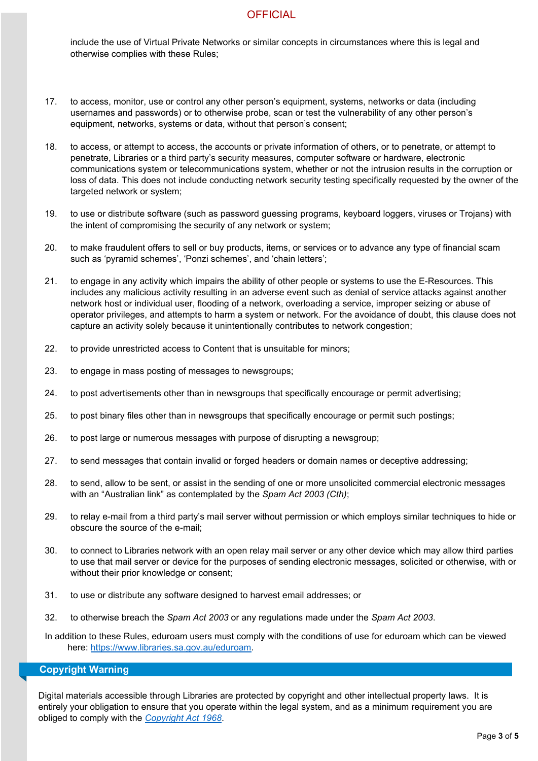include the use of Virtual Private Networks or similar concepts in circumstances where this is legal and otherwise complies with these Rules;

17. to access, monitor, use or control any other person's equipment, systems, networks or data (including usernames and passwords) or to otherwise probe, scan or test the vulnerability of any other person's equipment, networks, systems or data, without that person's consent;

18. to access, or attempt to access, the accounts or private information of others, or to penetrate, or attempt to penetrate, Libraries or a third party's security measures, computer software or hardware, electronic communications system or telecommunications system, whether or not the intrusion results in the corruption or loss of data. This does not include conducting network security testing specifically requested by the owner of the targeted network or system;

19. to use or distribute software (such as password guessing programs, keyboard loggers, viruses or Trojans) with the intent of compromising the security of any network or system;

20. to make fraudulent offers to sell or buy products, items, or services or to advance any type of financial scam such as 'pyramid schemes', 'Ponzi schemes', and 'chain letters';

21. to engage in any activity which impairs the ability of other people or systems to use the E-Resources. This includes any malicious activity resulting in an adverse event such as denial of service attacks against another network host or individual user, flooding of a network, overloading a service, improper seizing or abuse of operator privileges, and attempts to harm a system or network. For the avoidance of doubt, this clause does not capture an activity solely because it unintentionally contributes to network congestion;

22. to provide unrestricted access to Content that is unsuitable for minors;

23. to engage in mass posting of messages to newsgroups;

24. to post advertisements other than in newsgroups that specifically encourage or permit advertising;

25. to post binary files other than in newsgroups that specifically encourage or permit such postings;

26. to post large or numerous messages with purpose of disrupting a newsgroup;

27. to send messages that contain invalid or forged headers or domain names or deceptive addressing;

28. to send, allow to be sent, or assist in the sending of one or more unsolicited commercial electronic messages with an "Australian link" as contemplated by the *Spam Act 2003 (Cth)*;

29. to relay e-mail from a third party's mail server without permission or which employs similar techniques to hide or obscure the source of the e-mail;

30. to connect to Libraries network with an open relay mail server or any other device which may allow third parties to use that mail server or device for the purposes of sending electronic messages, solicited or otherwise, with or without their prior knowledge or consent;

31. to use or distribute any software designed to harvest email addresses; or

32. to otherwise breach the *Spam Act 2003* or any regulations made under the *Spam Act 2003*.

In addition to these Rules, eduroam users must comply with the conditions of use for eduroam which can be viewed here: https://www.libraries.sa.gov.au/eduroam.

## Copyright Warning

Digital materials accessible through Libraries are protected by copyright and other intellectual property laws. It is entirely your obligation to ensure that you operate within the legal system, and as a minimum requirement you are obliged to comply with the *Copyright Act 1968*.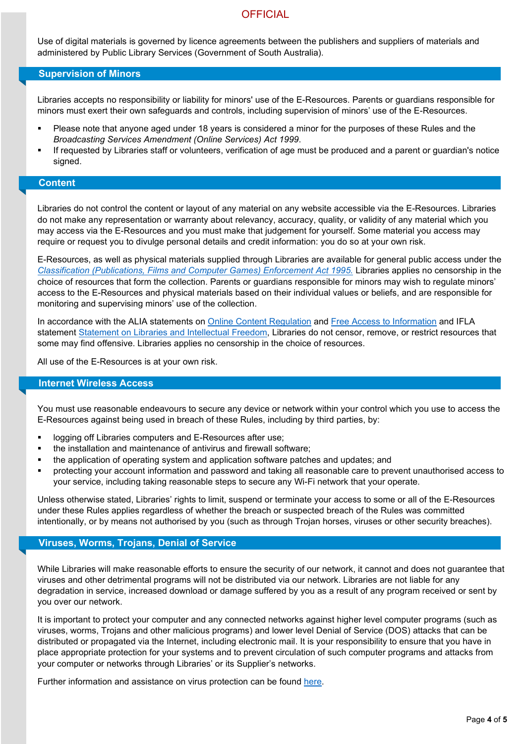Use of digital materials is governed by licence agreements between the publishers and suppliers of materials and administered by Public Library Services (Government of South Australia).

## Supervision of Minors

Libraries accepts no responsibility or liability for minors' use of the E-Resources. Parents or guardians responsible for minors must exert their own safeguards and controls, including supervision of minors' use of the E-Resources.

- Please note that anyone aged under 18 years is considered a minor for the purposes of these Rules and the *Broadcasting Services Amendment (Online Services) Act 1999*.
- If requested by Libraries staff or volunteers, verification of age must be produced and a parent or guardian's notice signed.

## Content

Libraries do not control the content or layout of any material on any website accessible via the E-Resources. Libraries do not make any representation or warranty about relevancy, accuracy, quality, or validity of any material which you may access via the E-Resources and you must make that judgement for yourself. Some material you access may require or request you to divulge personal details and credit information: you do so at your own risk.

E-Resources, as well as physical materials supplied through Libraries are available for general public access under the *Classification (Publications, Films and Computer Games) Enforcement Act 1995.* Libraries applies no censorship in the choice of resources that form the collection. Parents or guardians responsible for minors may wish to regulate minors' access to the E-Resources and physical materials based on their individual values or beliefs, and are responsible for monitoring and supervising minors' use of the collection.

In accordance with the ALIA statements on Online Content Regulation and Free Access to Information and IFLA statement Statement on Libraries and Intellectual Freedom, Libraries do not censor, remove, or restrict resources that some may find offensive. Libraries applies no censorship in the choice of resources.

All use of the E-Resources is at your own risk.

## Internet Wireless Access

You must use reasonable endeavours to secure any device or network within your control which you use to access the E-Resources against being used in breach of these Rules, including by third parties, by:

- logging off Libraries computers and E-Resources after use;
- the installation and maintenance of antivirus and firewall software;
- the application of operating system and application software patches and updates; and
- protecting your account information and password and taking all reasonable care to prevent unauthorised access to your service, including taking reasonable steps to secure any Wi-Fi network that your operate.

Unless otherwise stated, Libraries' rights to limit, suspend or terminate your access to some or all of the E-Resources under these Rules applies regardless of whether the breach or suspected breach of the Rules was committed intentionally, or by means not authorised by you (such as through Trojan horses, viruses or other security breaches).

## Viruses, Worms, Trojans, Denial of Service

While Libraries will make reasonable efforts to ensure the security of our network, it cannot and does not guarantee that viruses and other detrimental programs will not be distributed via our network. Libraries are not liable for any degradation in service, increased download or damage suffered by you as a result of any program received or sent by you over our network.

It is important to protect your computer and any connected networks against higher level computer programs (such as viruses, worms, Trojans and other malicious programs) and lower level Denial of Service (DOS) attacks that can be distributed or propagated via the Internet, including electronic mail. It is your responsibility to ensure that you have in place appropriate protection for your systems and to prevent circulation of such computer programs and attacks from your computer or networks through Libraries' or its Supplier's networks.

Further information and assistance on virus protection can be found here.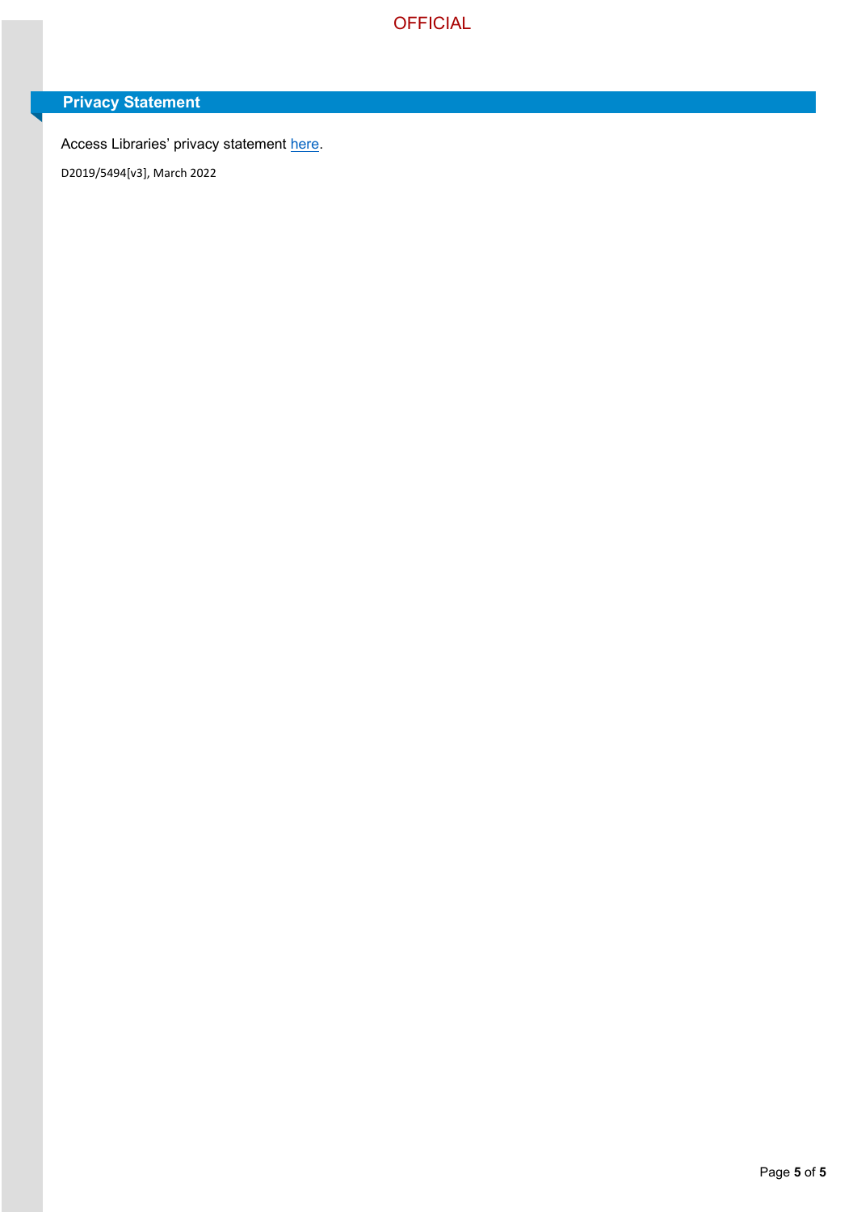## Privacy Statement

Access Libraries' privacy statement here.

D2019/5494[v3], March 2022